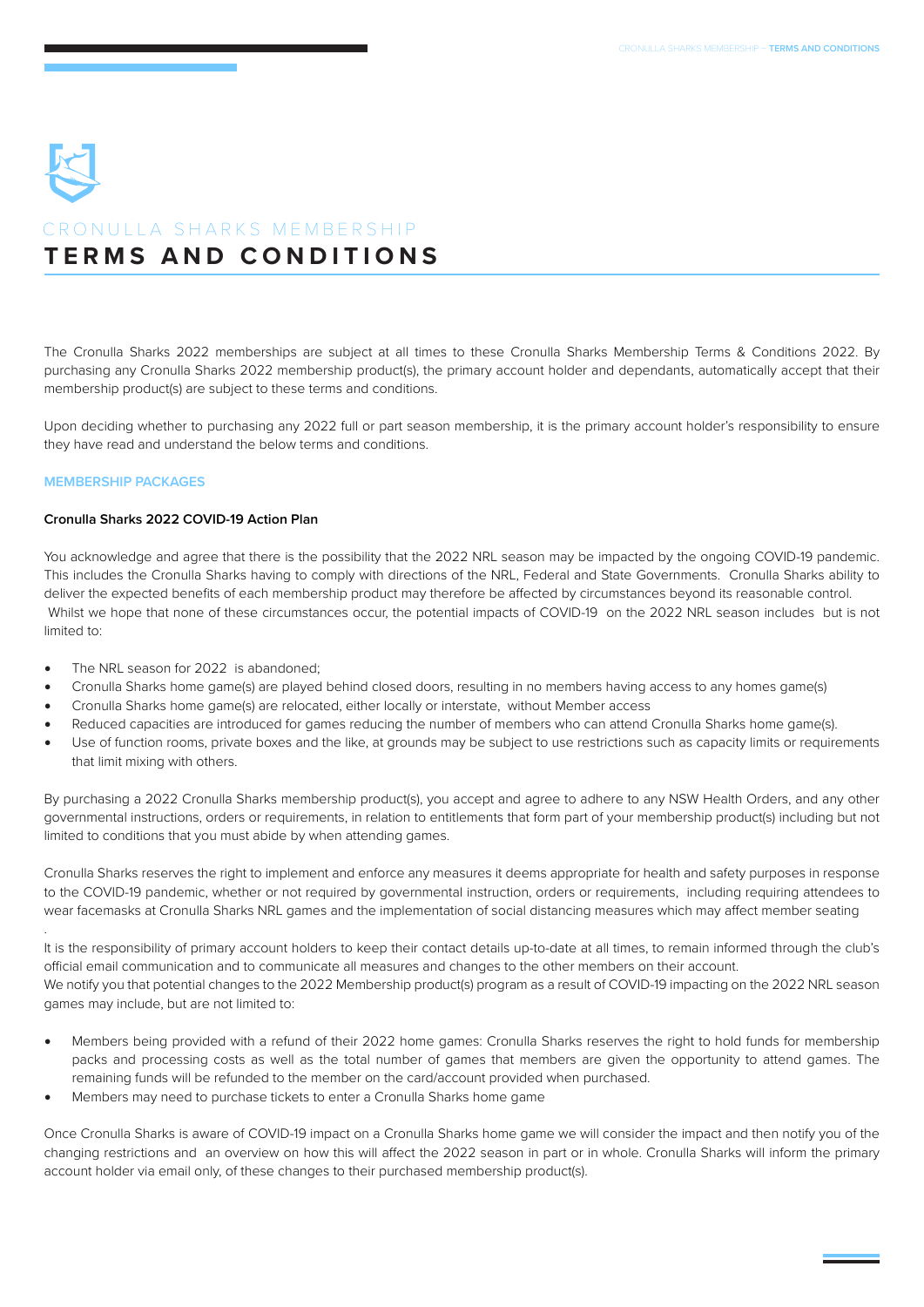CRONULLA SHARKS MEMBERSHIP

# TERMS AND CONDITIONS

The Cronulla Sharks 2022 memberships are subject at all times to these Cronulla Sharks Membership Terms & Conditions 2022. By purchasing any Cronulla Sharks 2022 membership product(s), the primary account holder and dependants, automatically accept that their membership product(s) are subject to these terms and conditions.

Upon deciding whether to purchasing any 2022 full or part season membership, it is the primary account holder's responsibility to ensure they have read and understand the below terms and conditions.

## MEMBERSHIP PACKAGES

### Cronulla Sharks 2022 COVID-19 Action Plan

You acknowledge and agree that there is the possibility that the 2022 NRL season may be impacted by the ongoing COVID-19 pandemic. This includes the Cronulla Sharks having to comply with directions of the NRL, Federal and State Governments. Cronulla Sharks ability to deliver the expected benefits of each membership product may therefore be affected by circumstances beyond its reasonable control. Whilst we hope that none of these circumstances occur, the potential impacts of COVID-19 on the 2022 NRL season includes but is not limited to:

- The NRL season for 2022 is abandoned;
- Cronulla Sharks home game(s) are played behind closed doors, resulting in no members having access to any homes game(s)
- Cronulla Sharks home game(s) are relocated, either locally or interstate, without Member access
- Reduced capacities are introduced for games reducing the number of members who can attend Cronulla Sharks home game(s).
- Use of function rooms, private boxes and the like, at grounds may be subject to use restrictions such as capacity limits or requirements that limit mixing with others.

By purchasing a 2022 Cronulla Sharks membership product(s), you accept and agree to adhere to any NSW Health Orders, and any other governmental instructions, orders or requirements, in relation to entitlements that form part of your membership product(s) including but not limited to conditions that you must abide by when attending games.

Cronulla Sharks reserves the right to implement and enforce any measures it deems appropriate for health and safety purposes in response to the COVID-19 pandemic, whether or not required by governmental instruction, orders or requirements, including requiring attendees to wear facemasks at Cronulla Sharks NRL games and the implementation of social distancing measures which may affect member seating

It is the responsibility of primary account holders to keep their contact details up-to-date at all times, to remain informed through the club's official email communication and to communicate all measures and changes to the other members on their account.
We notify you that potential changes to the 2022 Membership product(s) program as a result of COVID-19 impacting on the 2022 NRL season games may include, but are not limited to:

- Members being provided with a refund of their 2022 home games: Cronulla Sharks reserves the right to hold funds for membership packs and processing costs as well as the total number of games that members are given the opportunity to attend games. The remaining funds will be refunded to the member on the card/account provided when purchased.
- Members may need to purchase tickets to enter a Cronulla Sharks home game

Once Cronulla Sharks is aware of COVID-19 impact on a Cronulla Sharks home game we will consider the impact and then notify you of the changing restrictions and an overview on how this will affect the 2022 season in part or in whole. Cronulla Sharks will inform the primary account holder via email only, of these changes to their purchased membership product(s).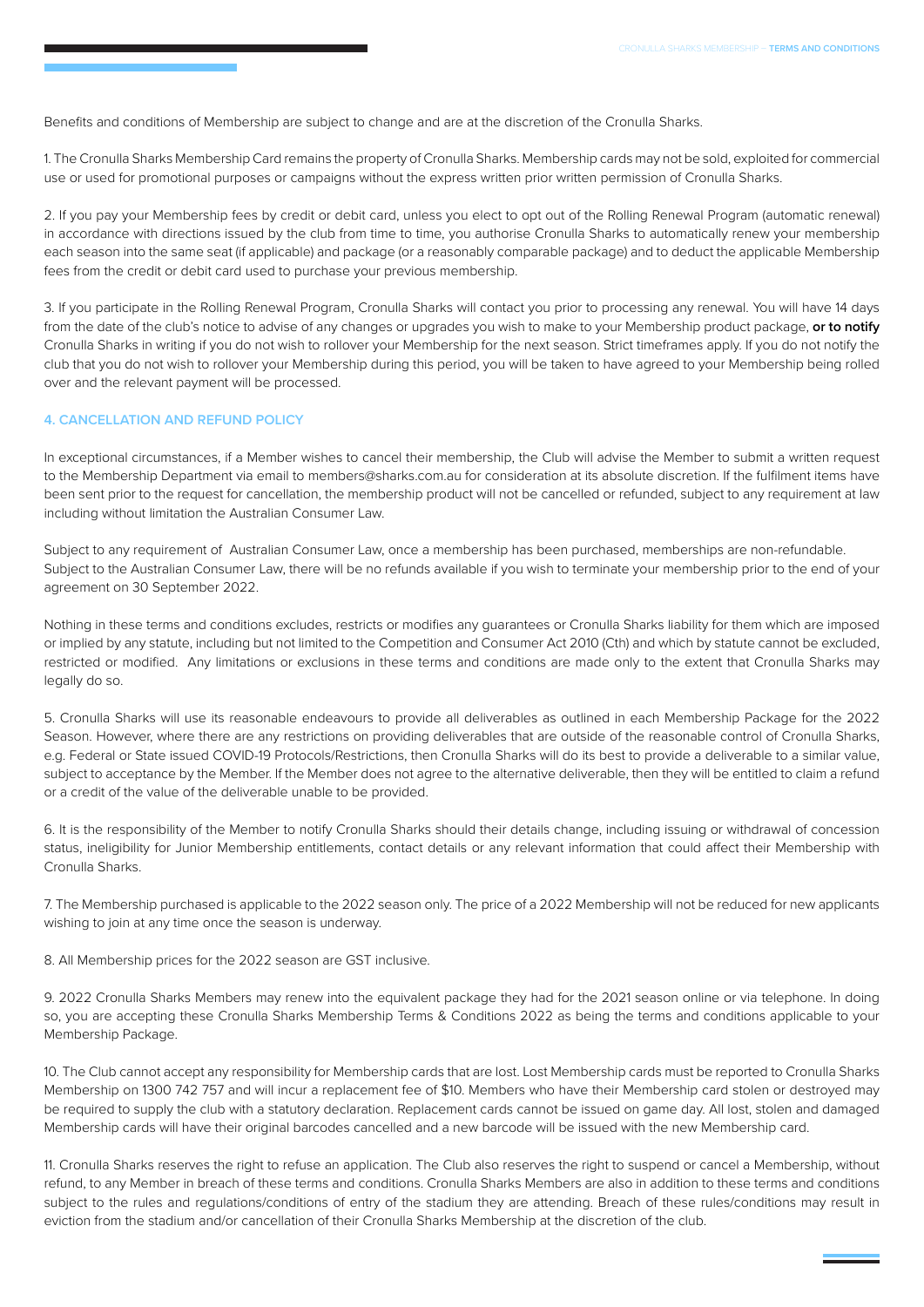Benefits and conditions of Membership are subject to change and are at the discretion of the Cronulla Sharks.

1. The Cronulla Sharks Membership Card remains the property of Cronulla Sharks. Membership cards may not be sold, exploited for commercial use or used for promotional purposes or campaigns without the express written prior written permission of Cronulla Sharks.

2. If you pay your Membership fees by credit or debit card, unless you elect to opt out of the Rolling Renewal Program (automatic renewal) in accordance with directions issued by the club from time to time, you authorise Cronulla Sharks to automatically renew your membership each season into the same seat (if applicable) and package (or a reasonably comparable package) and to deduct the applicable Membership fees from the credit or debit card used to purchase your previous membership.

3. If you participate in the Rolling Renewal Program, Cronulla Sharks will contact you prior to processing any renewal. You will have 14 days from the date of the club's notice to advise of any changes or upgrades you wish to make to your Membership product package, **or to notify** Cronulla Sharks in writing if you do not wish to rollover your Membership for the next season. Strict timeframes apply. If you do not notify the club that you do not wish to rollover your Membership during this period, you will be taken to have agreed to your Membership being rolled over and the relevant payment will be processed.

#### 4. CANCELLATION AND REFUND POLICY

In exceptional circumstances, if a Member wishes to cancel their membership, the Club will advise the Member to submit a written request to the Membership Department via email to members@sharks.com.au for consideration at its absolute discretion. If the fulfilment items have been sent prior to the request for cancellation, the membership product will not be cancelled or refunded, subject to any requirement at law including without limitation the Australian Consumer Law.

Subject to any requirement of Australian Consumer Law, once a membership has been purchased, memberships are non-refundable. Subject to the Australian Consumer Law, there will be no refunds available if you wish to terminate your membership prior to the end of your agreement on 30 September 2022.

Nothing in these terms and conditions excludes, restricts or modifies any guarantees or Cronulla Sharks liability for them which are imposed or implied by any statute, including but not limited to the Competition and Consumer Act 2010 (Cth) and which by statute cannot be excluded, restricted or modified. Any limitations or exclusions in these terms and conditions are made only to the extent that Cronulla Sharks may legally do so.

5. Cronulla Sharks will use its reasonable endeavours to provide all deliverables as outlined in each Membership Package for the 2022 Season. However, where there are any restrictions on providing deliverables that are outside of the reasonable control of Cronulla Sharks, e.g. Federal or State issued COVID-19 Protocols/Restrictions, then Cronulla Sharks will do its best to provide a deliverable to a similar value, subject to acceptance by the Member. If the Member does not agree to the alternative deliverable, then they will be entitled to claim a refund or a credit of the value of the deliverable unable to be provided.

6. It is the responsibility of the Member to notify Cronulla Sharks should their details change, including issuing or withdrawal of concession status, ineligibility for Junior Membership entitlements, contact details or any relevant information that could affect their Membership with Cronulla Sharks.

7. The Membership purchased is applicable to the 2022 season only. The price of a 2022 Membership will not be reduced for new applicants wishing to join at any time once the season is underway.

8. All Membership prices for the 2022 season are GST inclusive.

9. 2022 Cronulla Sharks Members may renew into the equivalent package they had for the 2021 season online or via telephone. In doing so, you are accepting these Cronulla Sharks Membership Terms & Conditions 2022 as being the terms and conditions applicable to your Membership Package.

10. The Club cannot accept any responsibility for Membership cards that are lost. Lost Membership cards must be reported to Cronulla Sharks Membership on 1300 742 757 and will incur a replacement fee of $10. Members who have their Membership card stolen or destroyed may be required to supply the club with a statutory declaration. Replacement cards cannot be issued on game day. All lost, stolen and damaged Membership cards will have their original barcodes cancelled and a new barcode will be issued with the new Membership card.

11. Cronulla Sharks reserves the right to refuse an application. The Club also reserves the right to suspend or cancel a Membership, without refund, to any Member in breach of these terms and conditions. Cronulla Sharks Members are also in addition to these terms and conditions subject to the rules and regulations/conditions of entry of the stadium they are attending. Breach of these rules/conditions may result in eviction from the stadium and/or cancellation of their Cronulla Sharks Membership at the discretion of the club.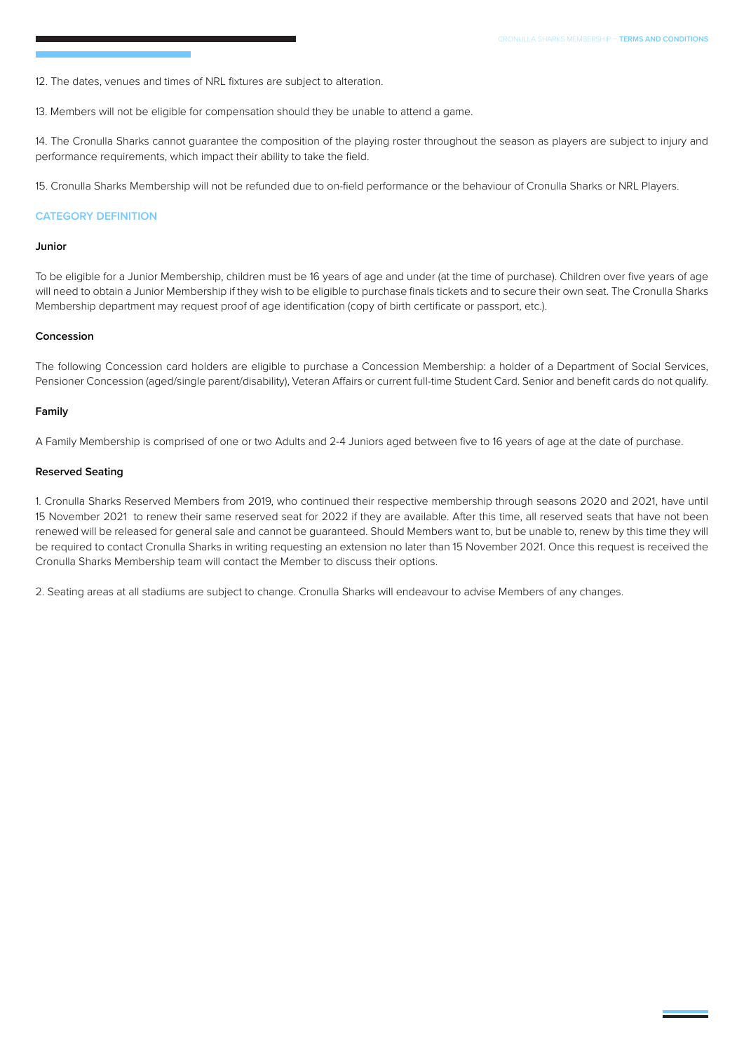12. The dates, venues and times of NRL fixtures are subject to alteration.

13. Members will not be eligible for compensation should they be unable to attend a game.

14. The Cronulla Sharks cannot guarantee the composition of the playing roster throughout the season as players are subject to injury and performance requirements, which impact their ability to take the field.

15. Cronulla Sharks Membership will not be refunded due to on-field performance or the behaviour of Cronulla Sharks or NRL Players.

## CATEGORY DEFINITION

### Junior

To be eligible for a Junior Membership, children must be 16 years of age and under (at the time of purchase). Children over five years of age will need to obtain a Junior Membership if they wish to be eligible to purchase finals tickets and to secure their own seat. The Cronulla Sharks Membership department may request proof of age identification (copy of birth certificate or passport, etc.).

### Concession

The following Concession card holders are eligible to purchase a Concession Membership: a holder of a Department of Social Services, Pensioner Concession (aged/single parent/disability), Veteran Affairs or current full-time Student Card. Senior and benefit cards do not qualify.

### Family

A Family Membership is comprised of one or two Adults and 2-4 Juniors aged between five to 16 years of age at the date of purchase.

### Reserved Seating

1. Cronulla Sharks Reserved Members from 2019, who continued their respective membership through seasons 2020 and 2021, have until 15 November 2021 to renew their same reserved seat for 2022 if they are available. After this time, all reserved seats that have not been renewed will be released for general sale and cannot be guaranteed. Should Members want to, but be unable to, renew by this time they will be required to contact Cronulla Sharks in writing requesting an extension no later than 15 November 2021. Once this request is received the Cronulla Sharks Membership team will contact the Member to discuss their options.

2. Seating areas at all stadiums are subject to change. Cronulla Sharks will endeavour to advise Members of any changes.